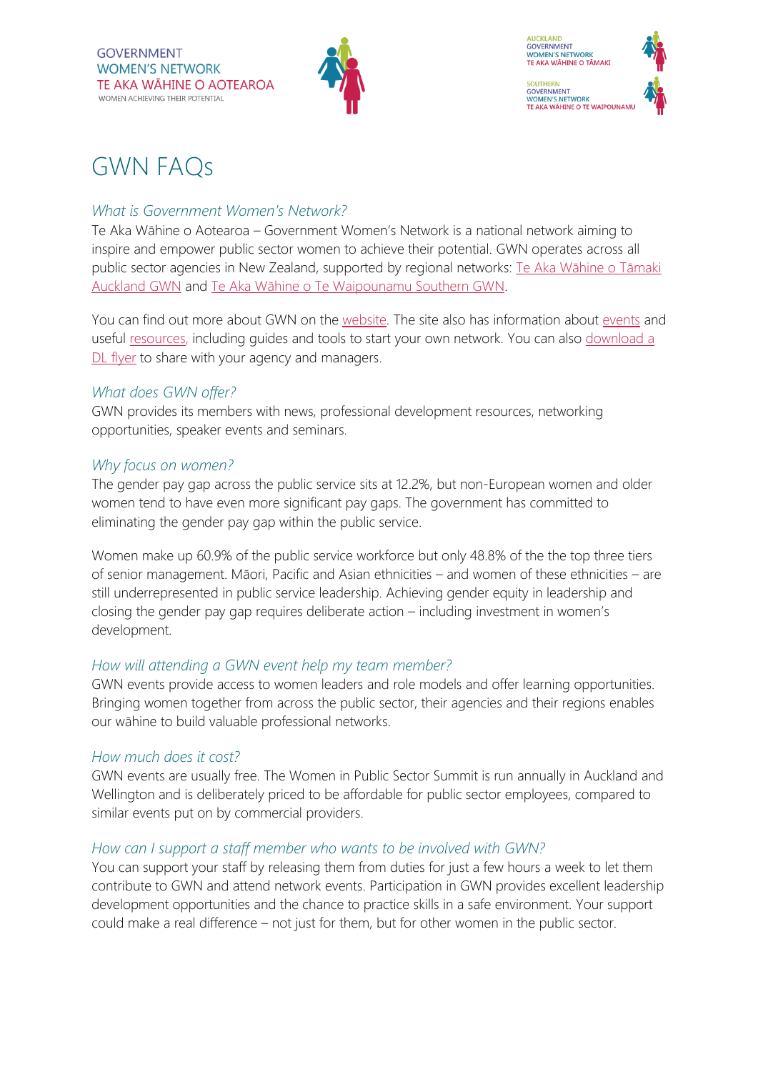GOVERNMENT WOMEN'S NETWORK
TE AKA WĀHINE O AOTEAROA
WOMEN ACHIEVING THEIR POTENTIAL

AUCKLAND GOVERNMENT WOMEN'S NETWORK
TE AKA WĀHINE O TĀMAKI

SOUTHERN GOVERNMENT WOMEN'S NETWORK
TE AKA WĀHINE O TE WAIPOUNAMU

# GWN FAQs

### *What is Government Women's Network?*

Te Aka Wāhine o Aotearoa – Government Women's Network is a national network aiming to inspire and empower public sector women to achieve their potential. GWN operates across all public sector agencies in New Zealand, supported by regional networks: Te Aka Wāhine o Tāmaki Auckland GWN and Te Aka Wāhine o Te Waipounamu Southern GWN.

You can find out more about GWN on the website. The site also has information about events and useful resources, including guides and tools to start your own network. You can also download a DL flyer to share with your agency and managers.

### *What does GWN offer?*

GWN provides its members with news, professional development resources, networking opportunities, speaker events and seminars.

### *Why focus on women?*

The gender pay gap across the public service sits at 12.2%, but non-European women and older women tend to have even more significant pay gaps. The government has committed to eliminating the gender pay gap within the public service.

Women make up 60.9% of the public service workforce but only 48.8% of the the top three tiers of senior management. Māori, Pacific and Asian ethnicities – and women of these ethnicities – are still underrepresented in public service leadership. Achieving gender equity in leadership and closing the gender pay gap requires deliberate action – including investment in women's development.

### *How will attending a GWN event help my team member?*

GWN events provide access to women leaders and role models and offer learning opportunities. Bringing women together from across the public sector, their agencies and their regions enables our wāhine to build valuable professional networks.

### *How much does it cost?*

GWN events are usually free. The Women in Public Sector Summit is run annually in Auckland and Wellington and is deliberately priced to be affordable for public sector employees, compared to similar events put on by commercial providers.

### *How can I support a staff member who wants to be involved with GWN?*

You can support your staff by releasing them from duties for just a few hours a week to let them contribute to GWN and attend network events. Participation in GWN provides excellent leadership development opportunities and the chance to practice skills in a safe environment. Your support could make a real difference – not just for them, but for other women in the public sector.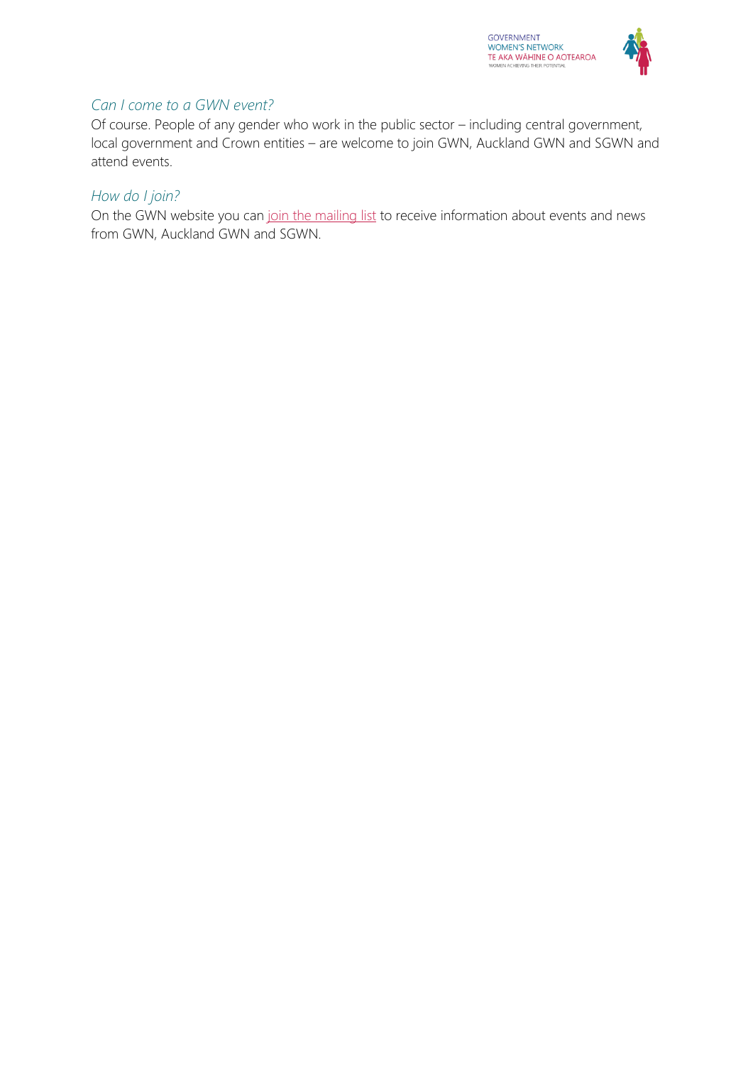*Can I come to a GWN event?*

Of course. People of any gender who work in the public sector – including central government, local government and Crown entities – are welcome to join GWN, Auckland GWN and SGWN and attend events.

*How do I join?*

On the GWN website you can join the mailing list to receive information about events and news from GWN, Auckland GWN and SGWN.